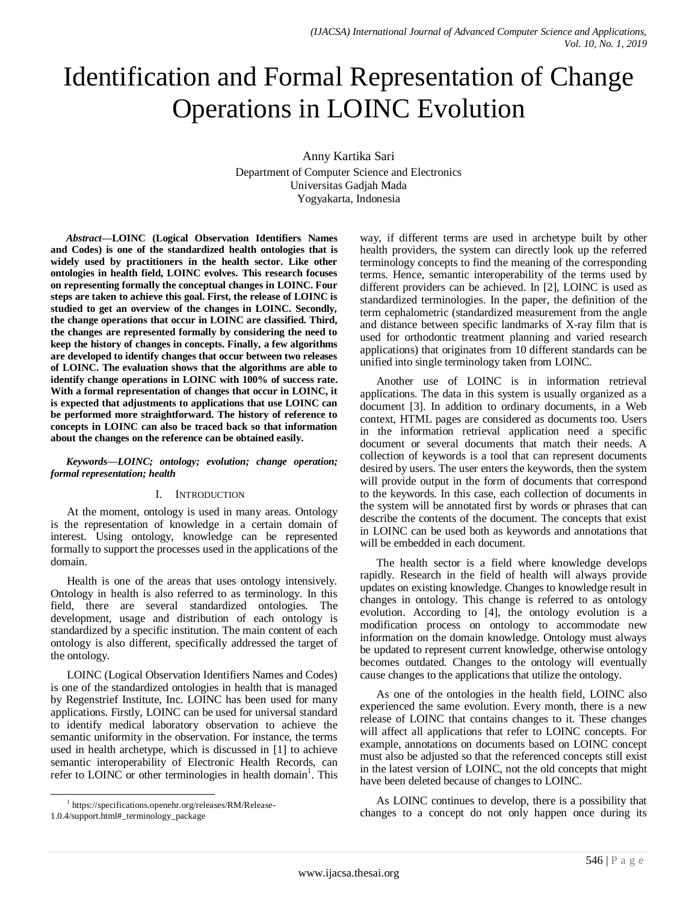# Identification and Formal Representation of Change Operations in LOINC Evolution

Anny Kartika Sari
Department of Computer Science and Electronics
Universitas Gadjah Mada
Yogyakarta, Indonesia

***Abstract*—LOINC (Logical Observation Identifiers Names and Codes) is one of the standardized health ontologies that is widely used by practitioners in the health sector. Like other ontologies in health field, LOINC evolves. This research focuses on representing formally the conceptual changes in LOINC. Four steps are taken to achieve this goal. First, the release of LOINC is studied to get an overview of the changes in LOINC. Secondly, the change operations that occur in LOINC are classified. Third, the changes are represented formally by considering the need to keep the history of changes in concepts. Finally, a few algorithms are developed to identify changes that occur between two releases of LOINC. The evaluation shows that the algorithms are able to identify change operations in LOINC with 100% of success rate. With a formal representation of changes that occur in LOINC, it is expected that adjustments to applications that use LOINC can be performed more straightforward. The history of reference to concepts in LOINC can also be traced back so that information about the changes on the reference can be obtained easily.**

***Keywords—LOINC; ontology; evolution; change operation; formal representation; health***

## I. Introduction

At the moment, ontology is used in many areas. Ontology is the representation of knowledge in a certain domain of interest. Using ontology, knowledge can be represented formally to support the processes used in the applications of the domain.

Health is one of the areas that uses ontology intensively. Ontology in health is also referred to as terminology. In this field, there are several standardized ontologies. The development, usage and distribution of each ontology is standardized by a specific institution. The main content of each ontology is also different, specifically addressed the target of the ontology.

LOINC (Logical Observation Identifiers Names and Codes) is one of the standardized ontologies in health that is managed by Regenstrief Institute, Inc. LOINC has been used for many applications. Firstly, LOINC can be used for universal standard to identify medical laboratory observation to achieve the semantic uniformity in the observation. For instance, the terms used in health archetype, which is discussed in [1] to achieve semantic interoperability of Electronic Health Records, can refer to LOINC or other terminologies in health domain[1]. This way, if different terms are used in archetype built by other health providers, the system can directly look up the referred terminology concepts to find the meaning of the corresponding terms. Hence, semantic interoperability of the terms used by different providers can be achieved. In [2], LOINC is used as standardized terminologies. In the paper, the definition of the term cephalometric (standardized measurement from the angle and distance between specific landmarks of X-ray film that is used for orthodontic treatment planning and varied research applications) that originates from 10 different standards can be unified into single terminology taken from LOINC.

Another use of LOINC is in information retrieval applications. The data in this system is usually organized as a document [3]. In addition to ordinary documents, in a Web context, HTML pages are considered as documents too. Users in the information retrieval application need a specific document or several documents that match their needs. A collection of keywords is a tool that can represent documents desired by users. The user enters the keywords, then the system will provide output in the form of documents that correspond to the keywords. In this case, each collection of documents in the system will be annotated first by words or phrases that can describe the contents of the document. The concepts that exist in LOINC can be used both as keywords and annotations that will be embedded in each document.

The health sector is a field where knowledge develops rapidly. Research in the field of health will always provide updates on existing knowledge. Changes to knowledge result in changes in ontology. This change is referred to as ontology evolution. According to [4], the ontology evolution is a modification process on ontology to accommodate new information on the domain knowledge. Ontology must always be updated to represent current knowledge, otherwise ontology becomes outdated. Changes to the ontology will eventually cause changes to the applications that utilize the ontology.

As one of the ontologies in the health field, LOINC also experienced the same evolution. Every month, there is a new release of LOINC that contains changes to it. These changes will affect all applications that refer to LOINC concepts. For example, annotations on documents based on LOINC concept must also be adjusted so that the referenced concepts still exist in the latest version of LOINC, not the old concepts that might have been deleted because of changes to LOINC.

As LOINC continues to develop, there is a possibility that changes to a concept do not only happen once during its

[1] https://specifications.openehr.org/releases/RM/Release-1.0.4/support.html#_terminology_package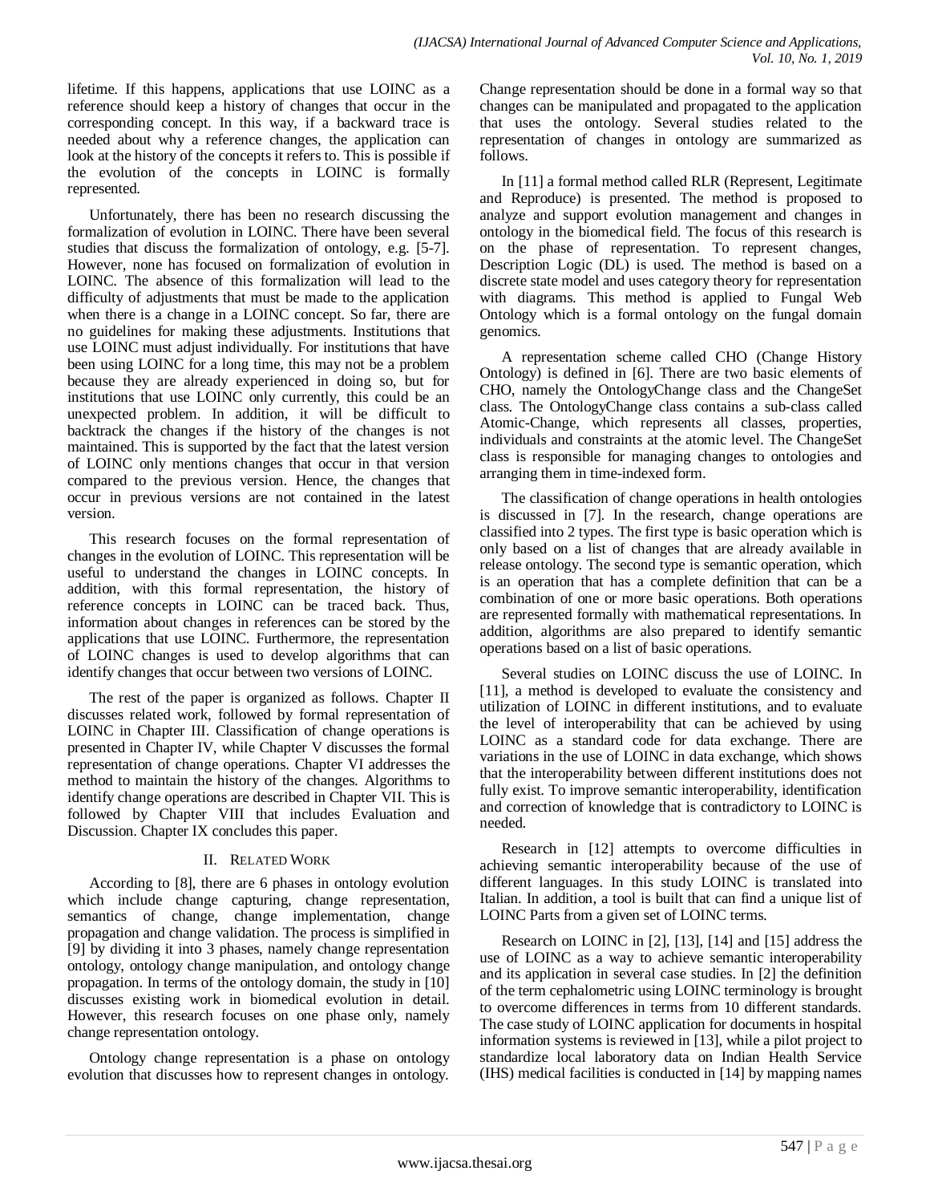lifetime. If this happens, applications that use LOINC as a reference should keep a history of changes that occur in the corresponding concept. In this way, if a backward trace is needed about why a reference changes, the application can look at the history of the concepts it refers to. This is possible if the evolution of the concepts in LOINC is formally represented.

Unfortunately, there has been no research discussing the formalization of evolution in LOINC. There have been several studies that discuss the formalization of ontology, e.g. [5-7]. However, none has focused on formalization of evolution in LOINC. The absence of this formalization will lead to the difficulty of adjustments that must be made to the application when there is a change in a LOINC concept. So far, there are no guidelines for making these adjustments. Institutions that use LOINC must adjust individually. For institutions that have been using LOINC for a long time, this may not be a problem because they are already experienced in doing so, but for institutions that use LOINC only currently, this could be an unexpected problem. In addition, it will be difficult to backtrack the changes if the history of the changes is not maintained. This is supported by the fact that the latest version of LOINC only mentions changes that occur in that version compared to the previous version. Hence, the changes that occur in previous versions are not contained in the latest version.

This research focuses on the formal representation of changes in the evolution of LOINC. This representation will be useful to understand the changes in LOINC concepts. In addition, with this formal representation, the history of reference concepts in LOINC can be traced back. Thus, information about changes in references can be stored by the applications that use LOINC. Furthermore, the representation of LOINC changes is used to develop algorithms that can identify changes that occur between two versions of LOINC.

The rest of the paper is organized as follows. Chapter II discusses related work, followed by formal representation of LOINC in Chapter III. Classification of change operations is presented in Chapter IV, while Chapter V discusses the formal representation of change operations. Chapter VI addresses the method to maintain the history of the changes. Algorithms to identify change operations are described in Chapter VII. This is followed by Chapter VIII that includes Evaluation and Discussion. Chapter IX concludes this paper.

## II. Related Work

According to [8], there are 6 phases in ontology evolution which include change capturing, change representation, semantics of change, change implementation, change propagation and change validation. The process is simplified in [9] by dividing it into 3 phases, namely change representation ontology, ontology change manipulation, and ontology change propagation. In terms of the ontology domain, the study in [10] discusses existing work in biomedical evolution in detail. However, this research focuses on one phase only, namely change representation ontology.

Ontology change representation is a phase on ontology evolution that discusses how to represent changes in ontology. Change representation should be done in a formal way so that changes can be manipulated and propagated to the application that uses the ontology. Several studies related to the representation of changes in ontology are summarized as follows.

In [11] a formal method called RLR (Represent, Legitimate and Reproduce) is presented. The method is proposed to analyze and support evolution management and changes in ontology in the biomedical field. The focus of this research is on the phase of representation. To represent changes, Description Logic (DL) is used. The method is based on a discrete state model and uses category theory for representation with diagrams. This method is applied to Fungal Web Ontology which is a formal ontology on the fungal domain genomics.

A representation scheme called CHO (Change History Ontology) is defined in [6]. There are two basic elements of CHO, namely the OntologyChange class and the ChangeSet class. The OntologyChange class contains a sub-class called Atomic-Change, which represents all classes, properties, individuals and constraints at the atomic level. The ChangeSet class is responsible for managing changes to ontologies and arranging them in time-indexed form.

The classification of change operations in health ontologies is discussed in [7]. In the research, change operations are classified into 2 types. The first type is basic operation which is only based on a list of changes that are already available in release ontology. The second type is semantic operation, which is an operation that has a complete definition that can be a combination of one or more basic operations. Both operations are represented formally with mathematical representations. In addition, algorithms are also prepared to identify semantic operations based on a list of basic operations.

Several studies on LOINC discuss the use of LOINC. In [11], a method is developed to evaluate the consistency and utilization of LOINC in different institutions, and to evaluate the level of interoperability that can be achieved by using LOINC as a standard code for data exchange. There are variations in the use of LOINC in data exchange, which shows that the interoperability between different institutions does not fully exist. To improve semantic interoperability, identification and correction of knowledge that is contradictory to LOINC is needed.

Research in [12] attempts to overcome difficulties in achieving semantic interoperability because of the use of different languages. In this study LOINC is translated into Italian. In addition, a tool is built that can find a unique list of LOINC Parts from a given set of LOINC terms.

Research on LOINC in [2], [13], [14] and [15] address the use of LOINC as a way to achieve semantic interoperability and its application in several case studies. In [2] the definition of the term cephalometric using LOINC terminology is brought to overcome differences in terms from 10 different standards. The case study of LOINC application for documents in hospital information systems is reviewed in [13], while a pilot project to standardize local laboratory data on Indian Health Service (IHS) medical facilities is conducted in [14] by mapping names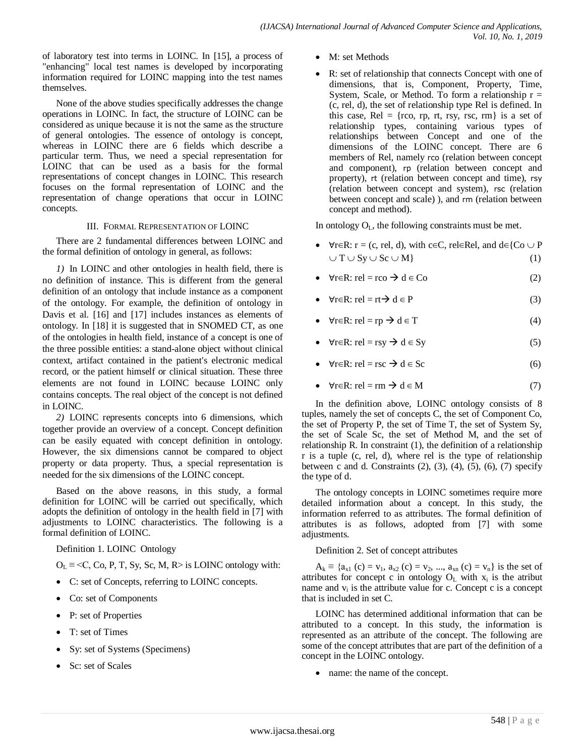of laboratory test into terms in LOINC. In [15], a process of "enhancing" local test names is developed by incorporating information required for LOINC mapping into the test names themselves.

None of the above studies specifically addresses the change operations in LOINC. In fact, the structure of LOINC can be considered as unique because it is not the same as the structure of general ontologies. The essence of ontology is concept, whereas in LOINC there are 6 fields which describe a particular term. Thus, we need a special representation for LOINC that can be used as a basis for the formal representations of concept changes in LOINC. This research focuses on the formal representation of LOINC and the representation of change operations that occur in LOINC concepts.

## III. Formal Representation of LOINC

There are 2 fundamental differences between LOINC and the formal definition of ontology in general, as follows:

*1)* In LOINC and other ontologies in health field, there is no definition of instance. This is different from the general definition of an ontology that include instance as a component of the ontology. For example, the definition of ontology in Davis et al. [16] and [17] includes instances as elements of ontology. In [18] it is suggested that in SNOMED CT, as one of the ontologies in health field, instance of a concept is one of the three possible entities: a stand-alone object without clinical context, artifact contained in the patient's electronic medical record, or the patient himself or clinical situation. These three elements are not found in LOINC because LOINC only contains concepts. The real object of the concept is not defined in LOINC.

*2)* LOINC represents concepts into 6 dimensions, which together provide an overview of a concept. Concept definition can be easily equated with concept definition in ontology. However, the six dimensions cannot be compared to object property or data property. Thus, a special representation is needed for the six dimensions of the LOINC concept.

Based on the above reasons, in this study, a formal definition for LOINC will be carried out specifically, which adopts the definition of ontology in the health field in [7] with adjustments to LOINC characteristics. The following is a formal definition of LOINC.

Definition 1. LOINC Ontology

$O_L \equiv \langle C, Co, P, T, Sy, Sc, M, R \rangle$ is LOINC ontology with:

- C: set of Concepts, referring to LOINC concepts.
- Co: set of Components
- P: set of Properties
- T: set of Times
- Sy: set of Systems (Specimens)
- Sc: set of Scales
- M: set Methods
- R: set of relationship that connects Concept with one of dimensions, that is, Component, Property, Time, System, Scale, or Method. To form a relationship r = (c, rel, d), the set of relationship type Rel is defined. In this case, Rel = {rco, rp, rt, rsy, rsc, rm} is a set of relationship types, containing various types of relationships between Concept and one of the dimensions of the LOINC concept. There are 6 members of Rel, namely rco (relation between concept and component), rp (relation between concept and property), rt (relation between concept and time), rsy (relation between concept and system), rsc (relation between concept and scale) ), and rm (relation between concept and method).

In ontology $O_L$, the following constraints must be met.

- $\forall r \in R$: r = (c, rel, d), with $c \in C$, $rel \in Rel$, and $d \in \{Co \cup P \cup T \cup Sy \cup Sc \cup M\}$ (1)
- $\forall r \in R$: rel = rco $\rightarrow d \in Co$ (2)
- $\forall r \in R$: rel = rt $\rightarrow d \in P$ (3)
- $\forall r \in R$: rel = rp $\rightarrow d \in T$ (4)
- $\forall r \in R$: rel = rsy $\rightarrow d \in Sy$ (5)
- $\forall r \in R$: rel = rsc $\rightarrow d \in Sc$ (6)
- $\forall r \in R$: rel = rm $\rightarrow d \in M$ (7)

In the definition above, LOINC ontology consists of 8 tuples, namely the set of concepts C, the set of Component Co, the set of Property P, the set of Time T, the set of System Sy, the set of Scale Sc, the set of Method M, and the set of relationship R. In constraint (1), the definition of a relationship r is a tuple (c, rel, d), where rel is the type of relationship between c and d. Constraints (2), (3), (4), (5), (6), (7) specify the type of d.

The ontology concepts in LOINC sometimes require more detailed information about a concept. In this study, the information referred to as attributes. The formal definition of attributes is as follows, adopted from [7] with some adjustments.

Definition 2. Set of concept attributes

$A_k \equiv \{a_{x1}(c) = v_1, a_{x2}(c) = v_2, ..., a_{xn}(c) = v_n\}$ is the set of attributes for concept c in ontology $O_L$ with $x_i$ is the atribut name and $v_i$ is the attribute value for c. Concept c is a concept that is included in set C.

LOINC has determined additional information that can be attributed to a concept. In this study, the information is represented as an attribute of the concept. The following are some of the concept attributes that are part of the definition of a concept in the LOINC ontology.

- name: the name of the concept.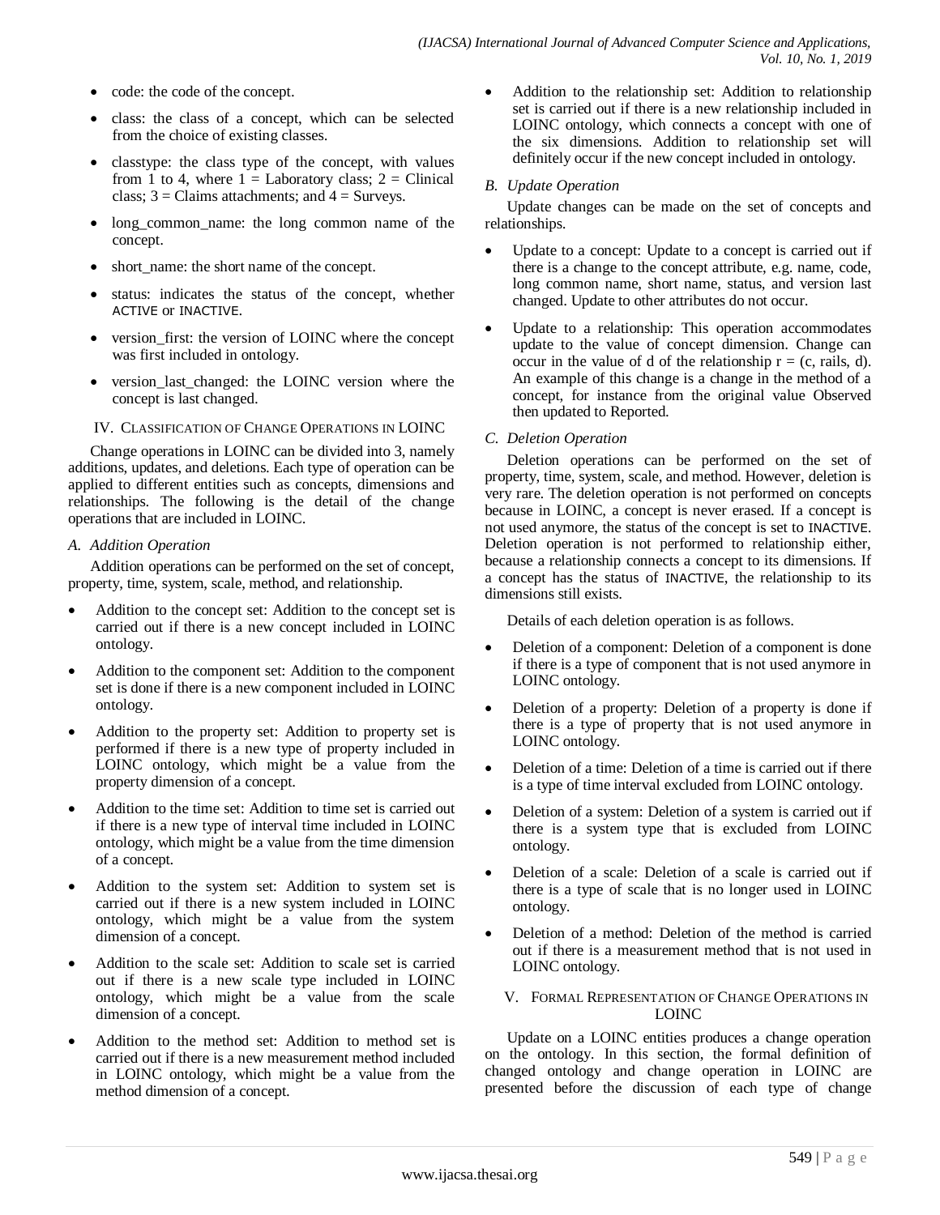- code: the code of the concept.
- class: the class of a concept, which can be selected from the choice of existing classes.
- classtype: the class type of the concept, with values from 1 to 4, where 1 = Laboratory class; 2 = Clinical class; 3 = Claims attachments; and 4 = Surveys.
- long_common_name: the long common name of the concept.
- short_name: the short name of the concept.
- status: indicates the status of the concept, whether ACTIVE or INACTIVE.
- version_first: the version of LOINC where the concept was first included in ontology.
- version_last_changed: the LOINC version where the concept is last changed.

## IV. Classification of Change Operations in LOINC

Change operations in LOINC can be divided into 3, namely additions, updates, and deletions. Each type of operation can be applied to different entities such as concepts, dimensions and relationships. The following is the detail of the change operations that are included in LOINC.

### A. Addition Operation

Addition operations can be performed on the set of concept, property, time, system, scale, method, and relationship.

- Addition to the concept set: Addition to the concept set is carried out if there is a new concept included in LOINC ontology.
- Addition to the component set: Addition to the component set is done if there is a new component included in LOINC ontology.
- Addition to the property set: Addition to property set is performed if there is a new type of property included in LOINC ontology, which might be a value from the property dimension of a concept.
- Addition to the time set: Addition to time set is carried out if there is a new type of interval time included in LOINC ontology, which might be a value from the time dimension of a concept.
- Addition to the system set: Addition to system set is carried out if there is a new system included in LOINC ontology, which might be a value from the system dimension of a concept.
- Addition to the scale set: Addition to scale set is carried out if there is a new scale type included in LOINC ontology, which might be a value from the scale dimension of a concept.
- Addition to the method set: Addition to method set is carried out if there is a new measurement method included in LOINC ontology, which might be a value from the method dimension of a concept.
- Addition to the relationship set: Addition to relationship set is carried out if there is a new relationship included in LOINC ontology, which connects a concept with one of the six dimensions. Addition to relationship set will definitely occur if the new concept included in ontology.

### B. Update Operation

Update changes can be made on the set of concepts and relationships.

- Update to a concept: Update to a concept is carried out if there is a change to the concept attribute, e.g. name, code, long common name, short name, status, and version last changed. Update to other attributes do not occur.
- Update to a relationship: This operation accommodates update to the value of concept dimension. Change can occur in the value of d of the relationship r = (c, rails, d). An example of this change is a change in the method of a concept, for instance from the original value Observed then updated to Reported.

### C. Deletion Operation

Deletion operations can be performed on the set of property, time, system, scale, and method. However, deletion is very rare. The deletion operation is not performed on concepts because in LOINC, a concept is never erased. If a concept is not used anymore, the status of the concept is set to INACTIVE. Deletion operation is not performed to relationship either, because a relationship connects a concept to its dimensions. If a concept has the status of INACTIVE, the relationship to its dimensions still exists.

Details of each deletion operation is as follows.

- Deletion of a component: Deletion of a component is done if there is a type of component that is not used anymore in LOINC ontology.
- Deletion of a property: Deletion of a property is done if there is a type of property that is not used anymore in LOINC ontology.
- Deletion of a time: Deletion of a time is carried out if there is a type of time interval excluded from LOINC ontology.
- Deletion of a system: Deletion of a system is carried out if there is a system type that is excluded from LOINC ontology.
- Deletion of a scale: Deletion of a scale is carried out if there is a type of scale that is no longer used in LOINC ontology.
- Deletion of a method: Deletion of the method is carried out if there is a measurement method that is not used in LOINC ontology.

## V. Formal Representation of Change Operations in LOINC

Update on a LOINC entities produces a change operation on the ontology. In this section, the formal definition of changed ontology and change operation in LOINC are presented before the discussion of each type of change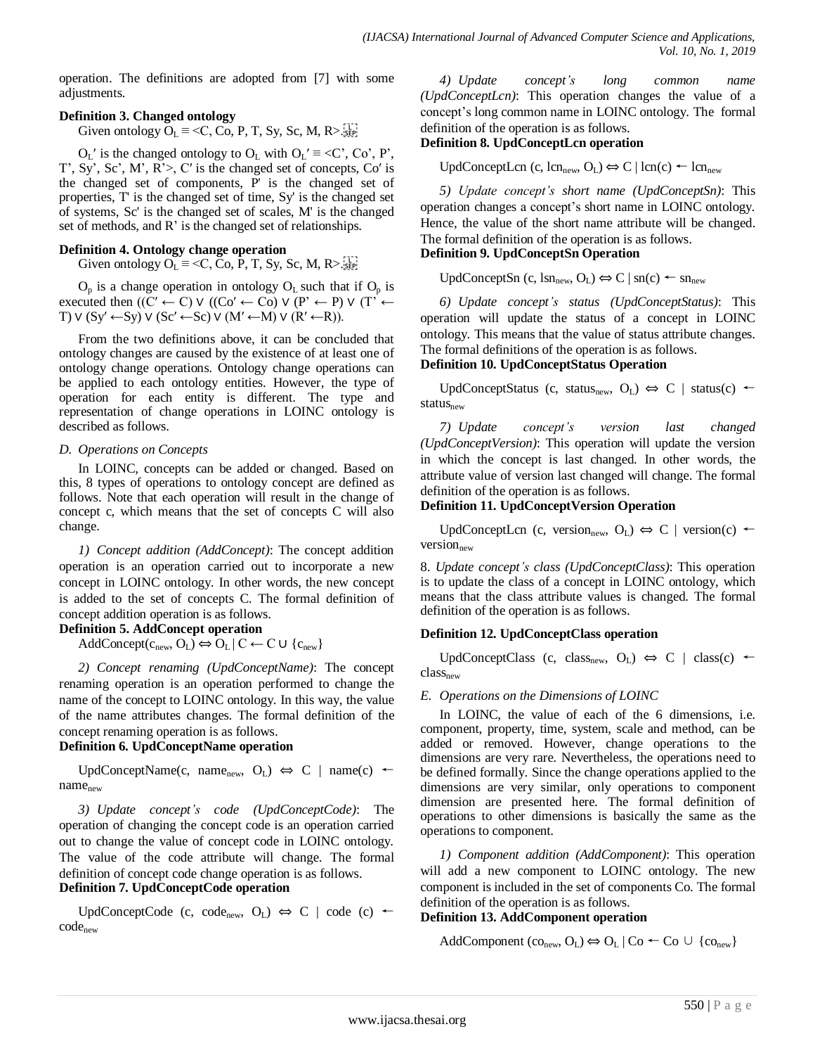operation. The definitions are adopted from [7] with some adjustments.

**Definition 3. Changed ontology**

Given ontology $O_L \equiv$ <C, Co, P, T, Sy, Sc, M, R>.

$O_L'$ is the changed ontology to $O_L$ with $O_L' \equiv$ <C', Co', P', T', Sy', Sc', M', R'>, C′ is the changed set of concepts, Co′ is the changed set of components, P' is the changed set of properties, T' is the changed set of time, Sy' is the changed set of systems, Sc' is the changed set of scales, M' is the changed set of methods, and R' is the changed set of relationships.

**Definition 4. Ontology change operation**

Given ontology $O_L \equiv$ <C, Co, P, T, Sy, Sc, M, R>.

$O_p$ is a change operation in ontology $O_L$ such that if $O_p$ is executed then $((C' \leftarrow C) \vee ((Co' \leftarrow Co) \vee (P' \leftarrow P) \vee (T' \leftarrow T) \vee (Sy' \leftarrow Sy) \vee (Sc' \leftarrow Sc) \vee (M' \leftarrow M) \vee (R' \leftarrow R))$.

From the two definitions above, it can be concluded that ontology changes are caused by the existence of at least one of ontology change operations. Ontology change operations can be applied to each ontology entities. However, the type of operation for each entity is different. The type and representation of change operations in LOINC ontology is described as follows.

### *D. Operations on Concepts*

In LOINC, concepts can be added or changed. Based on this, 8 types of operations to ontology concept are defined as follows. Note that each operation will result in the change of concept c, which means that the set of concepts C will also change.

*1) Concept addition (AddConcept)*: The concept addition operation is an operation carried out to incorporate a new concept in LOINC ontology. In other words, the new concept is added to the set of concepts C. The formal definition of concept addition operation is as follows.

**Definition 5. AddConcept operation**

$AddConcept(c_{new}, O_L) \Leftrightarrow O_L \mid C \leftarrow C \cup \{c_{new}\}$

*2) Concept renaming (UpdConceptName)*: The concept renaming operation is an operation performed to change the name of the concept to LOINC ontology. In this way, the value of the name attributes changes. The formal definition of the concept renaming operation is as follows.

**Definition 6. UpdConceptName operation**

$UpdConceptName(c, name_{new}, O_L) \Leftrightarrow C \mid name(c) \leftarrow name_{new}$

*3) Update concept's code (UpdConceptCode)*: The operation of changing the concept code is an operation carried out to change the value of concept code in LOINC ontology. The value of the code attribute will change. The formal definition of concept code change operation is as follows.

**Definition 7. UpdConceptCode operation**

$UpdConceptCode(c, code_{new}, O_L) \Leftrightarrow C \mid code(c) \leftarrow code_{new}$

*4) Update concept's long common name (UpdConceptLcn)*: This operation changes the value of a concept's long common name in LOINC ontology. The formal definition of the operation is as follows.

**Definition 8. UpdConceptLcn operation**

$UpdConceptLcn(c, lcn_{new}, O_L) \Leftrightarrow C \mid lcn(c) \leftarrow lcn_{new}$

*5) Update concept's short name (UpdConceptSn)*: This operation changes a concept's short name in LOINC ontology. Hence, the value of the short name attribute will be changed. The formal definition of the operation is as follows.

**Definition 9. UpdConceptSn Operation**

$UpdConceptSn(c, lsn_{new}, O_L) \Leftrightarrow C \mid sn(c) \leftarrow sn_{new}$

*6) Update concept's status (UpdConceptStatus)*: This operation will update the status of a concept in LOINC ontology. This means that the value of status attribute changes. The formal definitions of the operation is as follows.

**Definition 10. UpdConceptStatus Operation**

$UpdConceptStatus(c, status_{new}, O_L) \Leftrightarrow C \mid status(c) \leftarrow status_{new}$

*7) Update concept's version last changed (UpdConceptVersion)*: This operation will update the version in which the concept is last changed. In other words, the attribute value of version last changed will change. The formal definition of the operation is as follows.

**Definition 11. UpdConceptVersion Operation**

$UpdConceptLcn(c, version_{new}, O_L) \Leftrightarrow C \mid version(c) \leftarrow version_{new}$

8. *Update concept's class (UpdConceptClass)*: This operation is to update the class of a concept in LOINC ontology, which means that the class attribute values is changed. The formal definition of the operation is as follows.

**Definition 12. UpdConceptClass operation**

$UpdConceptClass(c, class_{new}, O_L) \Leftrightarrow C \mid class(c) \leftarrow class_{new}$

### *E. Operations on the Dimensions of LOINC*

In LOINC, the value of each of the 6 dimensions, i.e. component, property, time, system, scale and method, can be added or removed. However, change operations to the dimensions are very rare. Nevertheless, the operations need to be defined formally. Since the change operations applied to the dimensions are very similar, only operations to component dimension are presented here. The formal definition of operations to other dimensions is basically the same as the operations to component.

*1) Component addition (AddComponent)*: This operation will add a new component to LOINC ontology. The new component is included in the set of components Co. The formal definition of the operation is as follows.

**Definition 13. AddComponent operation**

$AddComponent(co_{new}, O_L) \Leftrightarrow O_L \mid Co \leftarrow Co \cup \{co_{new}\}$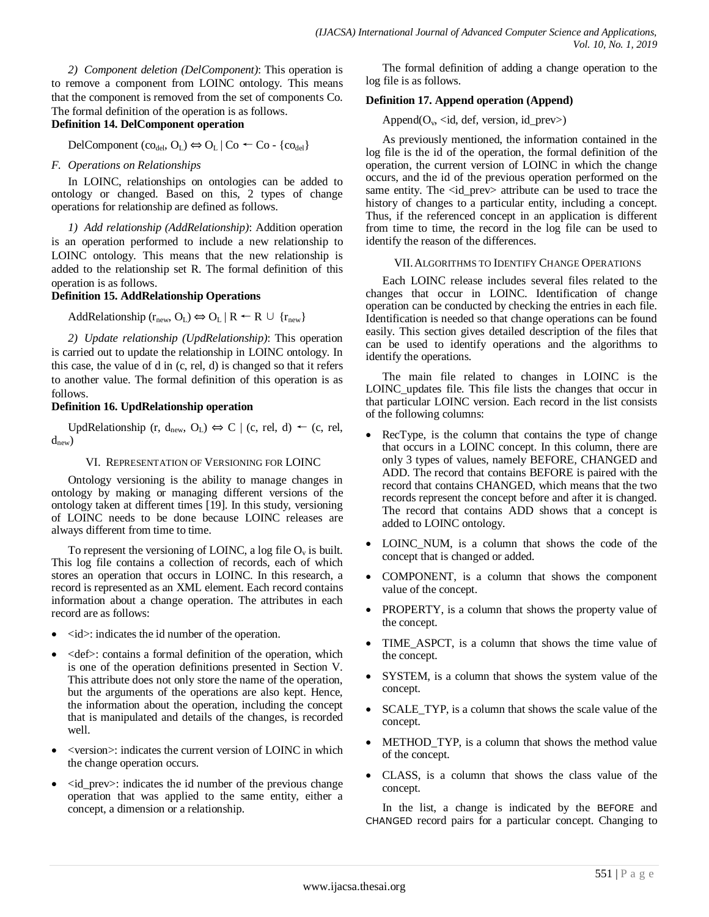*2) Component deletion (DelComponent)*: This operation is to remove a component from LOINC ontology. This means that the component is removed from the set of components Co. The formal definition of the operation is as follows.

**Definition 14. DelComponent operation**

$$DelComponent\ (co_{del}, O_L) \Leftrightarrow O_L \mid Co \leftarrow Co - \{co_{del}\}$$

*F. Operations on Relationships*

In LOINC, relationships on ontologies can be added to ontology or changed. Based on this, 2 types of change operations for relationship are defined as follows.

*1) Add relationship (AddRelationship)*: Addition operation is an operation performed to include a new relationship to LOINC ontology. This means that the new relationship is added to the relationship set R. The formal definition of this operation is as follows.

**Definition 15. AddRelationship Operations**

$$AddRelationship\ (r_{new}, O_L) \Leftrightarrow O_L \mid R \leftarrow R \cup \{r_{new}\}$$

*2) Update relationship (UpdRelationship)*: This operation is carried out to update the relationship in LOINC ontology. In this case, the value of d in (c, rel, d) is changed so that it refers to another value. The formal definition of this operation is as follows.

**Definition 16. UpdRelationship operation**

$$UpdRelationship\ (r, d_{new}, O_L) \Leftrightarrow C \mid (c, rel, d) \leftarrow (c, rel, d_{new})$$

## VI. Representation of Versioning for LOINC

Ontology versioning is the ability to manage changes in ontology by making or managing different versions of the ontology taken at different times [19]. In this study, versioning of LOINC needs to be done because LOINC releases are always different from time to time.

To represent the versioning of LOINC, a log file $O_v$ is built. This log file contains a collection of records, each of which stores an operation that occurs in LOINC. In this research, a record is represented as an XML element. Each record contains information about a change operation. The attributes in each record are as follows:

- <id>: indicates the id number of the operation.
- <def>: contains a formal definition of the operation, which is one of the operation definitions presented in Section V. This attribute does not only store the name of the operation, but the arguments of the operations are also kept. Hence, the information about the operation, including the concept that is manipulated and details of the changes, is recorded well.
- <version>: indicates the current version of LOINC in which the change operation occurs.
- <id_prev>: indicates the id number of the previous change operation that was applied to the same entity, either a concept, a dimension or a relationship.

The formal definition of adding a change operation to the log file is as follows.

**Definition 17. Append operation (Append)**

Append($O_v$, <id, def, version, id_prev>)

As previously mentioned, the information contained in the log file is the id of the operation, the formal definition of the operation, the current version of LOINC in which the change occurs, and the id of the previous operation performed on the same entity. The <id_prev> attribute can be used to trace the history of changes to a particular entity, including a concept. Thus, if the referenced concept in an application is different from time to time, the record in the log file can be used to identify the reason of the differences.

## VII. Algorithms to Identify Change Operations

Each LOINC release includes several files related to the changes that occur in LOINC. Identification of change operation can be conducted by checking the entries in each file. Identification is needed so that change operations can be found easily. This section gives detailed description of the files that can be used to identify operations and the algorithms to identify the operations.

The main file related to changes in LOINC is the LOINC_updates file. This file lists the changes that occur in that particular LOINC version. Each record in the list consists of the following columns:

- RecType, is the column that contains the type of change that occurs in a LOINC concept. In this column, there are only 3 types of values, namely BEFORE, CHANGED and ADD. The record that contains BEFORE is paired with the record that contains CHANGED, which means that the two records represent the concept before and after it is changed. The record that contains ADD shows that a concept is added to LOINC ontology.
- LOINC_NUM, is a column that shows the code of the concept that is changed or added.
- COMPONENT, is a column that shows the component value of the concept.
- PROPERTY, is a column that shows the property value of the concept.
- TIME_ASPCT, is a column that shows the time value of the concept.
- SYSTEM, is a column that shows the system value of the concept.
- SCALE_TYP, is a column that shows the scale value of the concept.
- METHOD_TYP, is a column that shows the method value of the concept.
- CLASS, is a column that shows the class value of the concept.

In the list, a change is indicated by the BEFORE and CHANGED record pairs for a particular concept. Changing to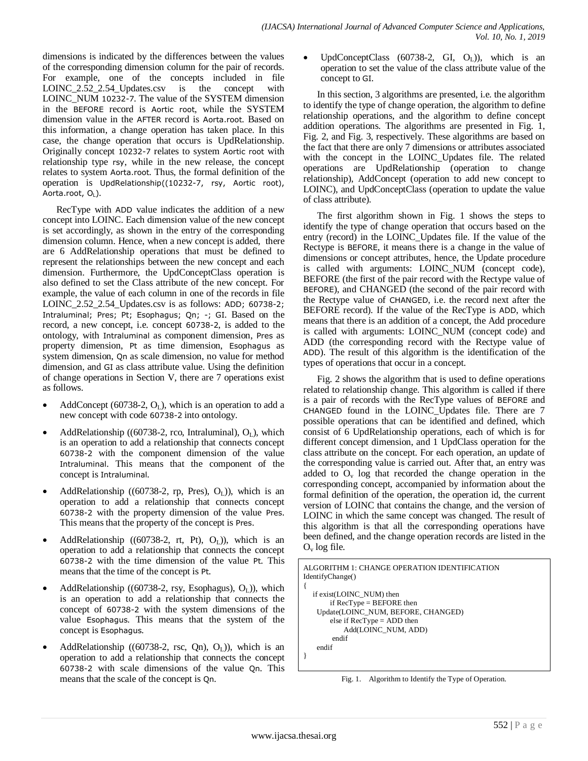dimensions is indicated by the differences between the values of the corresponding dimension column for the pair of records. For example, one of the concepts included in file LOINC_2.52_2.54_Updates.csv is the concept with LOINC_NUM 10232-7. The value of the SYSTEM dimension in the BEFORE record is Aortic root, while the SYSTEM dimension value in the AFTER record is Aorta.root. Based on this information, a change operation has taken place. In this case, the change operation that occurs is UpdRelationship. Originally concept 10232-7 relates to system Aortic root with relationship type rsy, while in the new release, the concept relates to system Aorta.root. Thus, the formal definition of the operation is UpdRelationship((10232-7, rsy, Aortic root), Aorta.root, $O_L$).

RecType with ADD value indicates the addition of a new concept into LOINC. Each dimension value of the new concept is set accordingly, as shown in the entry of the corresponding dimension column. Hence, when a new concept is added, there are 6 AddRelationship operations that must be defined to represent the relationships between the new concept and each dimension. Furthermore, the UpdConceptClass operation is also defined to set the Class attribute of the new concept. For example, the value of each column in one of the records in file LOINC_2.52_2.54_Updates.csv is as follows: ADD; 60738-2; Intraluminal; Pres; Pt; Esophagus; Qn; -; GI. Based on the record, a new concept, i.e. concept 60738-2, is added to the ontology, with Intraluminal as component dimension, Pres as property dimension, Pt as time dimension, Esophagus as system dimension, Qn as scale dimension, no value for method dimension, and GI as class attribute value. Using the definition of change operations in Section V, there are 7 operations exist as follows.

- AddConcept (60738-2, $O_L$), which is an operation to add a new concept with code 60738-2 into ontology.
- AddRelationship ((60738-2, rco, Intraluminal), $O_L$), which is an operation to add a relationship that connects concept 60738-2 with the component dimension of the value Intraluminal. This means that the component of the concept is Intraluminal.
- AddRelationship ((60738-2, rp, Pres), $O_L$)), which is an operation to add a relationship that connects concept 60738-2 with the property dimension of the value Pres. This means that the property of the concept is Pres.
- AddRelationship ((60738-2, rt, Pt), $O_L$)), which is an operation to add a relationship that connects the concept 60738-2 with the time dimension of the value Pt. This means that the time of the concept is Pt.
- AddRelationship ((60738-2, rsy, Esophagus), $O_L$)), which is an operation to add a relationship that connects the concept of 60738-2 with the system dimensions of the value Esophagus. This means that the system of the concept is Esophagus.
- AddRelationship ((60738-2, rsc, Qn), $O_L$)), which is an operation to add a relationship that connects the concept 60738-2 with scale dimensions of the value Qn. This means that the scale of the concept is Qn.
- UpdConceptClass (60738-2, GI, $O_L$)), which is an operation to set the value of the class attribute value of the concept to GI.

In this section, 3 algorithms are presented, i.e. the algorithm to identify the type of change operation, the algorithm to define relationship operations, and the algorithm to define concept addition operations. The algorithms are presented in Fig. 1, Fig. 2, and Fig. 3, respectively. These algorithms are based on the fact that there are only 7 dimensions or attributes associated with the concept in the LOINC_Updates file. The related operations are UpdRelationship (operation to change relationship), AddConcept (operation to add new concept to LOINC), and UpdConceptClass (operation to update the value of class attribute).

The first algorithm shown in Fig. 1 shows the steps to identify the type of change operation that occurs based on the entry (record) in the LOINC_Updates file. If the value of the Rectype is BEFORE, it means there is a change in the value of dimensions or concept attributes, hence, the Update procedure is called with arguments: LOINC_NUM (concept code), BEFORE (the first of the pair record with the Rectype value of BEFORE), and CHANGED (the second of the pair record with the Rectype value of CHANGED, i.e. the record next after the BEFORE record). If the value of the RecType is ADD, which means that there is an addition of a concept, the Add procedure is called with arguments: LOINC_NUM (concept code) and ADD (the corresponding record with the Rectype value of ADD). The result of this algorithm is the identification of the types of operations that occur in a concept.

Fig. 2 shows the algorithm that is used to define operations related to relationship change. This algorithm is called if there is a pair of records with the RecType values of BEFORE and CHANGED found in the LOINC_Updates file. There are 7 possible operations that can be identified and defined, which consist of 6 UpdRelationship operations, each of which is for different concept dimension, and 1 UpdClass operation for the class attribute on the concept. For each operation, an update of the corresponding value is carried out. After that, an entry was added to $O_v$ log that recorded the change operation in the corresponding concept, accompanied by information about the formal definition of the operation, the operation id, the current version of LOINC that contains the change, and the version of LOINC in which the same concept was changed. The result of this algorithm is that all the corresponding operations have been defined, and the change operation records are listed in the $O_v$ log file.

```
ALGORITHM 1: CHANGE OPERATION IDENTIFICATION
IdentifyChange()
{
   if exist(LOINC_NUM) then
         if RecType = BEFORE then
     Update(LOINC_NUM, BEFORE, CHANGED)
         else if RecType = ADD then
              Add(LOINC_NUM, ADD)
          endif
     endif
}
```

Fig. 1. Algorithm to Identify the Type of Operation.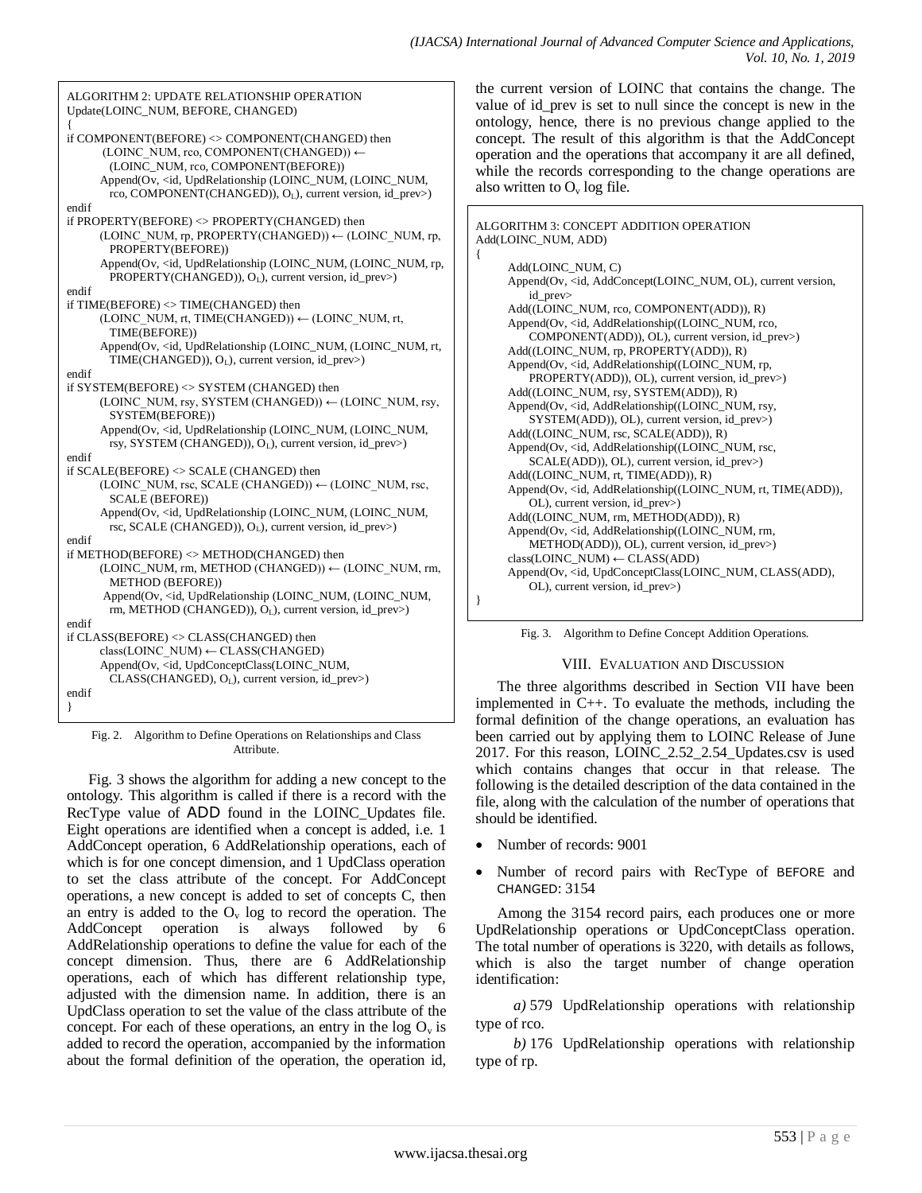```
ALGORITHM 2: UPDATE RELATIONSHIP OPERATION
Update(LOINC_NUM, BEFORE, CHANGED)
{
if COMPONENT(BEFORE) <> COMPONENT(CHANGED) then
        (LOINC_NUM, rco, COMPONENT(CHANGED)) ←
          (LOINC_NUM, rco, COMPONENT(BEFORE))
        Append(Ov, <id, UpdRelationship (LOINC_NUM, (LOINC_NUM,
          rco, COMPONENT(CHANGED)), OL), current version, id_prev>)
endif
if PROPERTY(BEFORE) <> PROPERTY(CHANGED) then
        (LOINC_NUM, rp, PROPERTY(CHANGED)) ← (LOINC_NUM, rp,
          PROPERTY(BEFORE))
        Append(Ov, <id, UpdRelationship (LOINC_NUM, (LOINC_NUM, rp,
          PROPERTY(CHANGED)), OL), current version, id_prev>)
endif
if TIME(BEFORE) <> TIME(CHANGED) then
        (LOINC_NUM, rt, TIME(CHANGED)) ← (LOINC_NUM, rt,
          TIME(BEFORE))
        Append(Ov, <id, UpdRelationship (LOINC_NUM, (LOINC_NUM, rt,
          TIME(CHANGED)), OL), current version, id_prev>)
endif
if SYSTEM(BEFORE) <> SYSTEM (CHANGED) then
        (LOINC_NUM, rsy, SYSTEM (CHANGED)) ← (LOINC_NUM, rsy,
          SYSTEM(BEFORE))
        Append(Ov, <id, UpdRelationship (LOINC_NUM, (LOINC_NUM,
          rsy, SYSTEM (CHANGED)), OL), current version, id_prev>)
endif
if SCALE(BEFORE) <> SCALE (CHANGED) then
        (LOINC_NUM, rsc, SCALE (CHANGED)) ← (LOINC_NUM, rsc,
          SCALE (BEFORE))
        Append(Ov, <id, UpdRelationship (LOINC_NUM, (LOINC_NUM,
          rsc, SCALE (CHANGED)), OL), current version, id_prev>)
endif
if METHOD(BEFORE) <> METHOD(CHANGED) then
        (LOINC_NUM, rm, METHOD (CHANGED)) ← (LOINC_NUM, rm,
          METHOD (BEFORE))
        Append(Ov, <id, UpdRelationship (LOINC_NUM, (LOINC_NUM,
          rm, METHOD (CHANGED)), OL), current version, id_prev>)
endif
if CLASS(BEFORE) <> CLASS(CHANGED) then
        class(LOINC_NUM) ← CLASS(CHANGED)
        Append(Ov, <id, UpdConceptClass(LOINC_NUM,
          CLASS(CHANGED), OL), current version, id_prev>)
endif
}
```

Fig. 2. Algorithm to Define Operations on Relationships and Class Attribute.

Fig. 3 shows the algorithm for adding a new concept to the ontology. This algorithm is called if there is a record with the RecType value of ADD found in the LOINC_Updates file. Eight operations are identified when a concept is added, i.e. 1 AddConcept operation, 6 AddRelationship operations, each of which is for one concept dimension, and 1 UpdClass operation to set the class attribute of the concept. For AddConcept operations, a new concept is added to set of concepts C, then an entry is added to the $O_v$ log to record the operation. The AddConcept operation is always followed by 6 AddRelationship operations to define the value for each of the concept dimension. Thus, there are 6 AddRelationship operations, each of which has different relationship type, adjusted with the dimension name. In addition, there is an UpdClass operation to set the value of the class attribute of the concept. For each of these operations, an entry in the log $O_v$ is added to record the operation, accompanied by the information about the formal definition of the operation, the operation id, the current version of LOINC that contains the change. The value of id_prev is set to null since the concept is new in the ontology, hence, there is no previous change applied to the concept. The result of this algorithm is that the AddConcept operation and the operations that accompany it are all defined, while the records corresponding to the change operations are also written to $O_v$ log file.

```
ALGORITHM 3: CONCEPT ADDITION OPERATION
Add(LOINC_NUM, ADD)
{
      Add(LOINC_NUM, C)
      Append(Ov, <id, AddConcept(LOINC_NUM, OL), current version,
          id_prev>
      Add((LOINC_NUM, rco, COMPONENT(ADD)), R)
      Append(Ov, <id, AddRelationship((LOINC_NUM, rco,
          COMPONENT(ADD)), OL), current version, id_prev>)
      Add((LOINC_NUM, rp, PROPERTY(ADD)), R)
      Append(Ov, <id, AddRelationship((LOINC_NUM, rp,
          PROPERTY(ADD)), OL), current version, id_prev>)
      Add((LOINC_NUM, rsy, SYSTEM(ADD)), R)
      Append(Ov, <id, AddRelationship((LOINC_NUM, rsy,
          SYSTEM(ADD)), OL), current version, id_prev>)
      Add((LOINC_NUM, rsc, SCALE(ADD)), R)
      Append(Ov, <id, AddRelationship((LOINC_NUM, rsc,
          SCALE(ADD)), OL), current version, id_prev>)
      Add((LOINC_NUM, rt, TIME(ADD)), R)
      Append(Ov, <id, AddRelationship((LOINC_NUM, rt, TIME(ADD)),
          OL), current version, id_prev>)
      Add((LOINC_NUM, rm, METHOD(ADD)), R)
      Append(Ov, <id, AddRelationship((LOINC_NUM, rm,
          METHOD(ADD)), OL), current version, id_prev>)
      class(LOINC_NUM) ← CLASS(ADD)
      Append(Ov, <id, UpdConceptClass(LOINC_NUM, CLASS(ADD),
          OL), current version, id_prev>)
}
```

Fig. 3. Algorithm to Define Concept Addition Operations.

## VIII. Evaluation and Discussion

The three algorithms described in Section VII have been implemented in C++. To evaluate the methods, including the formal definition of the change operations, an evaluation has been carried out by applying them to LOINC Release of June 2017. For this reason, LOINC_2.52_2.54_Updates.csv is used which contains changes that occur in that release. The following is the detailed description of the data contained in the file, along with the calculation of the number of operations that should be identified.

- Number of records: 9001
- Number of record pairs with RecType of BEFORE and CHANGED: 3154

Among the 3154 record pairs, each produces one or more UpdRelationship operations or UpdConceptClass operation. The total number of operations is 3220, with details as follows, which is also the target number of change operation identification:

*a)* 579 UpdRelationship operations with relationship type of rco.

*b)* 176 UpdRelationship operations with relationship type of rp.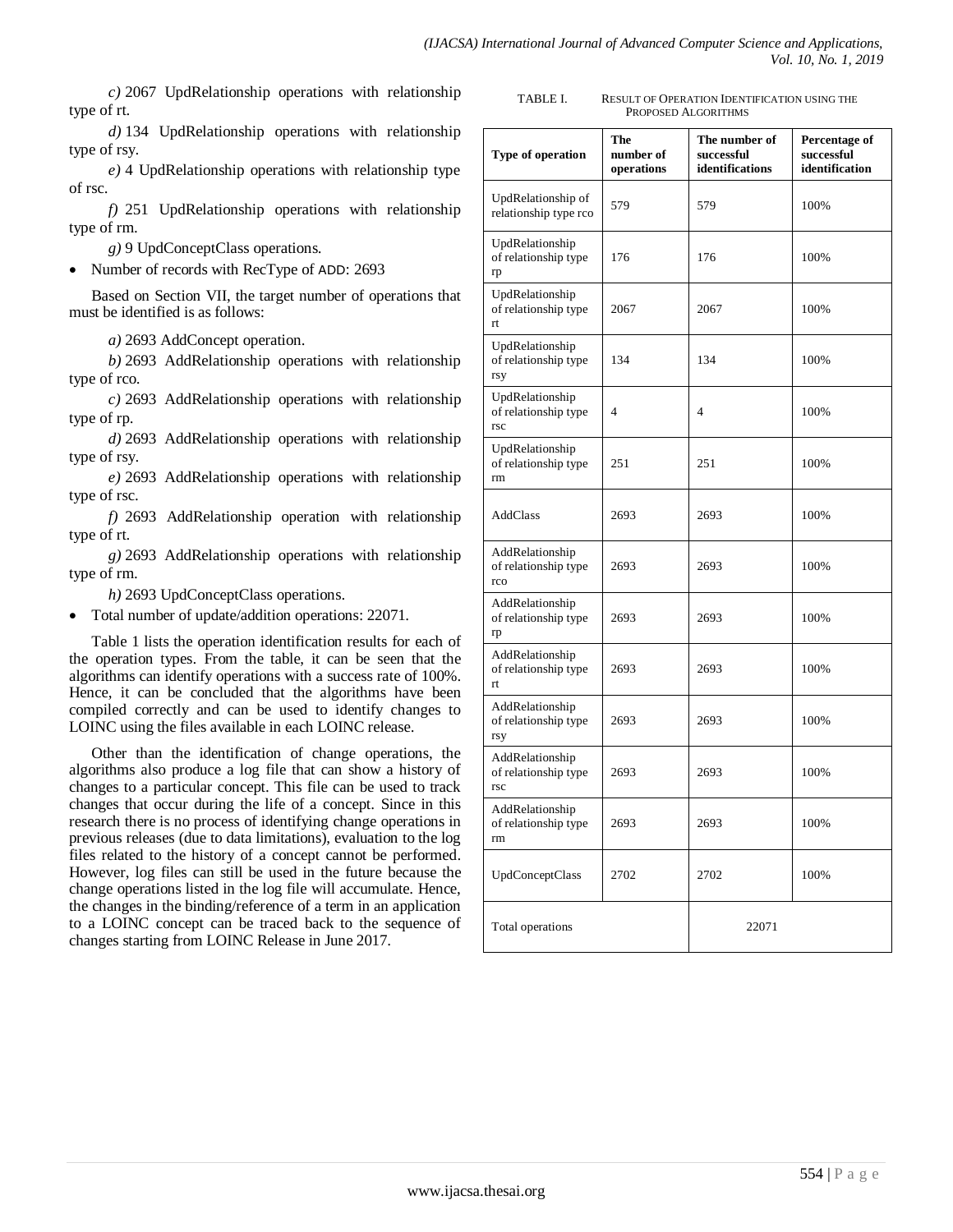*c)* 2067 UpdRelationship operations with relationship type of rt.

*d)* 134 UpdRelationship operations with relationship type of rsy.

*e)* 4 UpdRelationship operations with relationship type of rsc.

*f)* 251 UpdRelationship operations with relationship type of rm.

*g)* 9 UpdConceptClass operations.

- Number of records with RecType of ADD: 2693

Based on Section VII, the target number of operations that must be identified is as follows:

*a)* 2693 AddConcept operation.

*b)* 2693 AddRelationship operations with relationship type of rco.

*c)* 2693 AddRelationship operations with relationship type of rp.

*d)* 2693 AddRelationship operations with relationship type of rsy.

*e)* 2693 AddRelationship operations with relationship type of rsc.

*f)* 2693 AddRelationship operation with relationship type of rt.

*g)* 2693 AddRelationship operations with relationship type of rm.

*h)* 2693 UpdConceptClass operations.

- Total number of update/addition operations: 22071.

Table 1 lists the operation identification results for each of the operation types. From the table, it can be seen that the algorithms can identify operations with a success rate of 100%. Hence, it can be concluded that the algorithms have been compiled correctly and can be used to identify changes to LOINC using the files available in each LOINC release.

Other than the identification of change operations, the algorithms also produce a log file that can show a history of changes to a particular concept. This file can be used to track changes that occur during the life of a concept. Since in this research there is no process of identifying change operations in previous releases (due to data limitations), evaluation to the log files related to the history of a concept cannot be performed. However, log files can still be used in the future because the change operations listed in the log file will accumulate. Hence, the changes in the binding/reference of a term in an application to a LOINC concept can be traced back to the sequence of changes starting from LOINC Release in June 2017.

TABLE I. RESULT OF OPERATION IDENTIFICATION USING THE PROPOSED ALGORITHMS

| Type of operation | The number of operations | The number of successful identifications | Percentage of successful identification |
|---|---|---|---|
| UpdRelationship of relationship type rco | 579 | 579 | 100% |
| UpdRelationship of relationship type rp | 176 | 176 | 100% |
| UpdRelationship of relationship type rt | 2067 | 2067 | 100% |
| UpdRelationship of relationship type rsy | 134 | 134 | 100% |
| UpdRelationship of relationship type rsc | 4 | 4 | 100% |
| UpdRelationship of relationship type rm | 251 | 251 | 100% |
| AddClass | 2693 | 2693 | 100% |
| AddRelationship of relationship type rco | 2693 | 2693 | 100% |
| AddRelationship of relationship type rp | 2693 | 2693 | 100% |
| AddRelationship of relationship type rt | 2693 | 2693 | 100% |
| AddRelationship of relationship type rsy | 2693 | 2693 | 100% |
| AddRelationship of relationship type rsc | 2693 | 2693 | 100% |
| AddRelationship of relationship type rm | 2693 | 2693 | 100% |
| UpdConceptClass | 2702 | 2702 | 100% |
| Total operations | | 22071 | |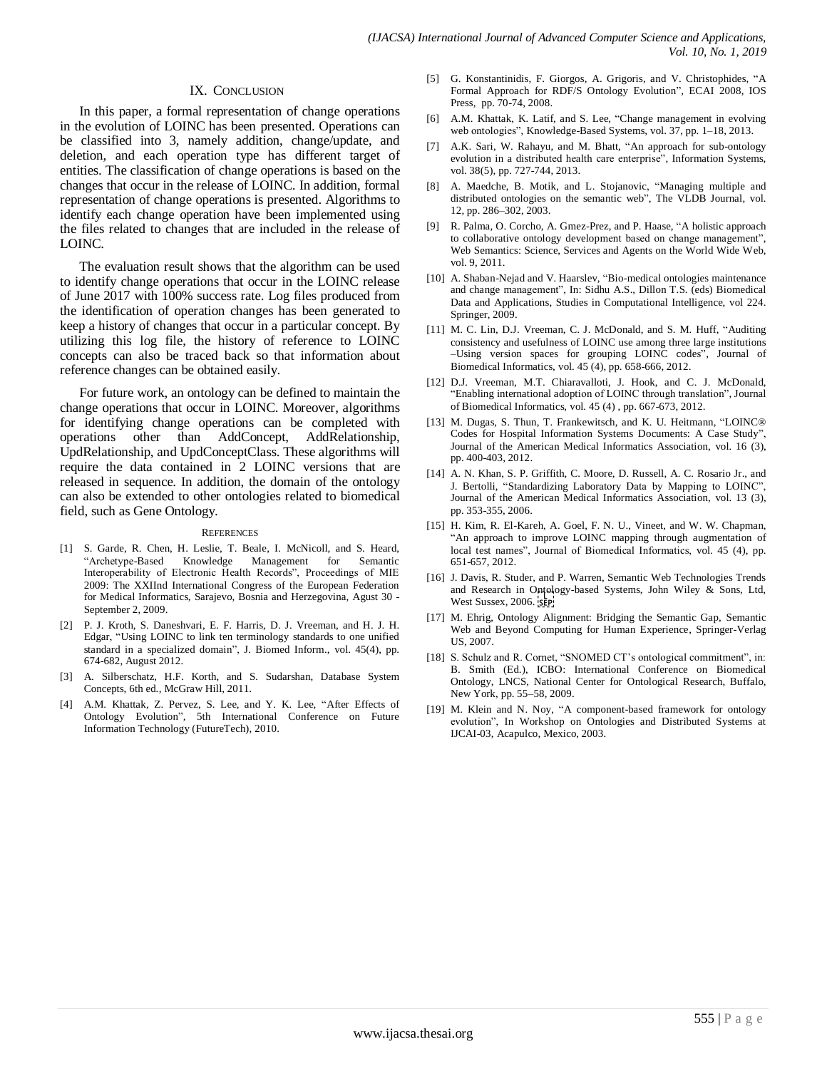## IX. Conclusion

In this paper, a formal representation of change operations in the evolution of LOINC has been presented. Operations can be classified into 3, namely addition, change/update, and deletion, and each operation type has different target of entities. The classification of change operations is based on the changes that occur in the release of LOINC. In addition, formal representation of change operations is presented. Algorithms to identify each change operation have been implemented using the files related to changes that are included in the release of LOINC.

The evaluation result shows that the algorithm can be used to identify change operations that occur in the LOINC release of June 2017 with 100% success rate. Log files produced from the identification of operation changes has been generated to keep a history of changes that occur in a particular concept. By utilizing this log file, the history of reference to LOINC concepts can also be traced back so that information about reference changes can be obtained easily.

For future work, an ontology can be defined to maintain the change operations that occur in LOINC. Moreover, algorithms for identifying change operations can be completed with operations other than AddConcept, AddRelationship, UpdRelationship, and UpdConceptClass. These algorithms will require the data contained in 2 LOINC versions that are released in sequence. In addition, the domain of the ontology can also be extended to other ontologies related to biomedical field, such as Gene Ontology.

## References

[1] S. Garde, R. Chen, H. Leslie, T. Beale, I. McNicoll, and S. Heard, “Archetype-Based Knowledge Management for Semantic Interoperability of Electronic Health Records”, Proceedings of MIE 2009: The XXIInd International Congress of the European Federation for Medical Informatics, Sarajevo, Bosnia and Herzegovina, Agust 30 - September 2, 2009.

[2] P. J. Kroth, S. Daneshvari, E. F. Harris, D. J. Vreeman, and H. J. H. Edgar, “Using LOINC to link ten terminology standards to one unified standard in a specialized domain”, J. Biomed Inform., vol. 45(4), pp. 674-682, August 2012.

[3] A. Silberschatz, H.F. Korth, and S. Sudarshan, Database System Concepts, 6th ed., McGraw Hill, 2011.

[4] A.M. Khattak, Z. Pervez, S. Lee, and Y. K. Lee, “After Effects of Ontology Evolution”, 5th International Conference on Future Information Technology (FutureTech), 2010.

[5] G. Konstantinidis, F. Giorgos, A. Grigoris, and V. Christophides, “A Formal Approach for RDF/S Ontology Evolution”, ECAI 2008, IOS Press, pp. 70-74, 2008.

[6] A.M. Khattak, K. Latif, and S. Lee, “Change management in evolving web ontologies”, Knowledge-Based Systems, vol. 37, pp. 1–18, 2013.

[7] A.K. Sari, W. Rahayu, and M. Bhatt, “An approach for sub-ontology evolution in a distributed health care enterprise”, Information Systems, vol. 38(5), pp. 727-744, 2013.

[8] A. Maedche, B. Motik, and L. Stojanovic, “Managing multiple and distributed ontologies on the semantic web”, The VLDB Journal, vol. 12, pp. 286–302, 2003.

[9] R. Palma, O. Corcho, A. Gmez-Prez, and P. Haase, “A holistic approach to collaborative ontology development based on change management”, Web Semantics: Science, Services and Agents on the World Wide Web, vol. 9, 2011.

[10] A. Shaban-Nejad and V. Haarslev, “Bio-medical ontologies maintenance and change management”, In: Sidhu A.S., Dillon T.S. (eds) Biomedical Data and Applications, Studies in Computational Intelligence, vol 224. Springer, 2009.

[11] M. C. Lin, D.J. Vreeman, C. J. McDonald, and S. M. Huff, “Auditing consistency and usefulness of LOINC use among three large institutions –Using version spaces for grouping LOINC codes”, Journal of Biomedical Informatics, vol. 45 (4), pp. 658-666, 2012.

[12] D.J. Vreeman, M.T. Chiaravalloti, J. Hook, and C. J. McDonald, “Enabling international adoption of LOINC through translation”, Journal of Biomedical Informatics, vol. 45 (4) , pp. 667-673, 2012.

[13] M. Dugas, S. Thun, T. Frankewitsch, and K. U. Heitmann, “LOINC® Codes for Hospital Information Systems Documents: A Case Study”, Journal of the American Medical Informatics Association, vol. 16 (3), pp. 400-403, 2012.

[14] A. N. Khan, S. P. Griffith, C. Moore, D. Russell, A. C. Rosario Jr., and J. Bertolli, “Standardizing Laboratory Data by Mapping to LOINC”, Journal of the American Medical Informatics Association, vol. 13 (3), pp. 353-355, 2006.

[15] H. Kim, R. El-Kareh, A. Goel, F. N. U., Vineet, and W. W. Chapman, “An approach to improve LOINC mapping through augmentation of local test names”, Journal of Biomedical Informatics, vol. 45 (4), pp. 651-657, 2012.

[16] J. Davis, R. Studer, and P. Warren, Semantic Web Technologies Trends and Research in Ontology-based Systems, John Wiley & Sons, Ltd, West Sussex, 2006.

[17] M. Ehrig, Ontology Alignment: Bridging the Semantic Gap, Semantic Web and Beyond Computing for Human Experience, Springer-Verlag US, 2007.

[18] S. Schulz and R. Cornet, “SNOMED CT’s ontological commitment”, in: B. Smith (Ed.), ICBO: International Conference on Biomedical Ontology, LNCS, National Center for Ontological Research, Buffalo, New York, pp. 55–58, 2009.

[19] M. Klein and N. Noy, “A component-based framework for ontology evolution”, In Workshop on Ontologies and Distributed Systems at IJCAI-03, Acapulco, Mexico, 2003.